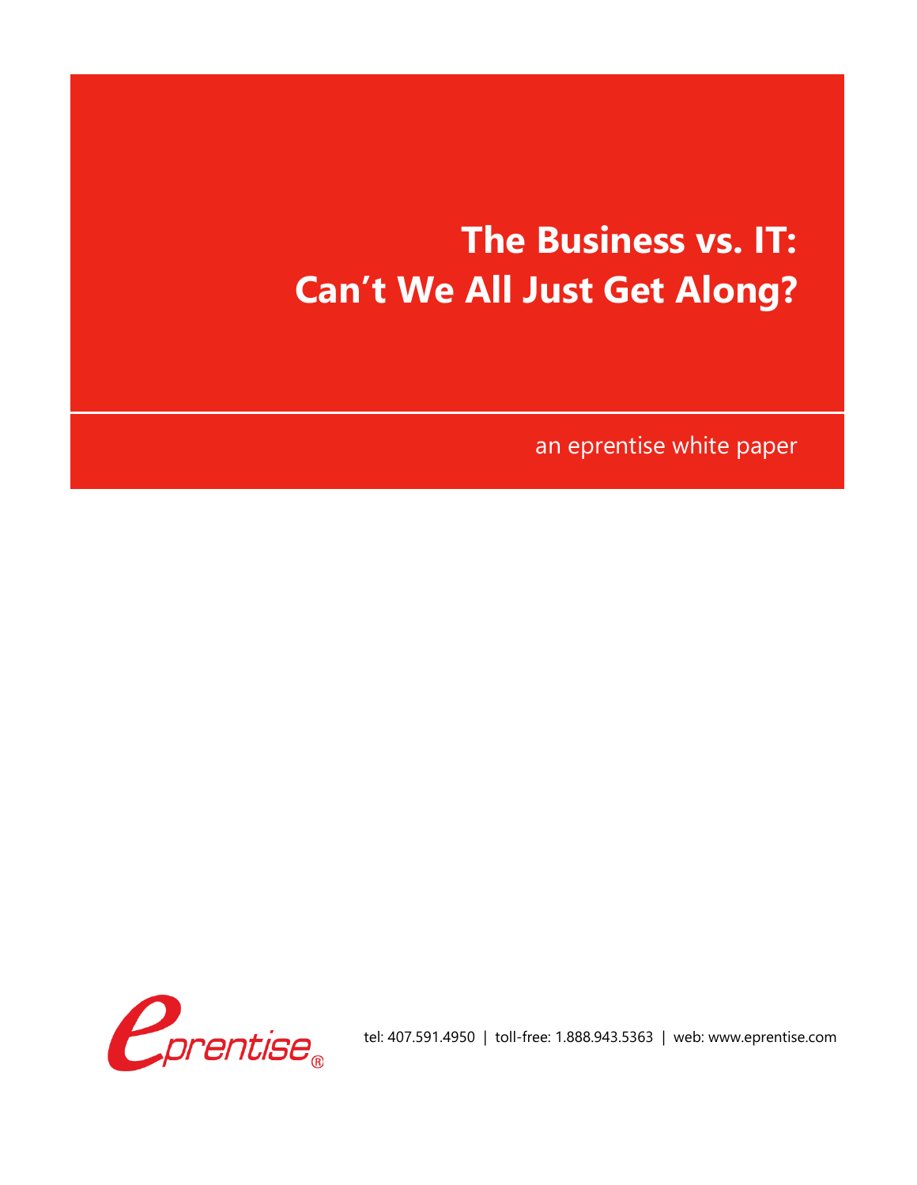# The Business vs. IT: Can't We All Just Get Along?

an eprentise white paper

eprentise®

tel: 407.591.4950 | toll-free: 1.888.943.5363 | web: www.eprentise.com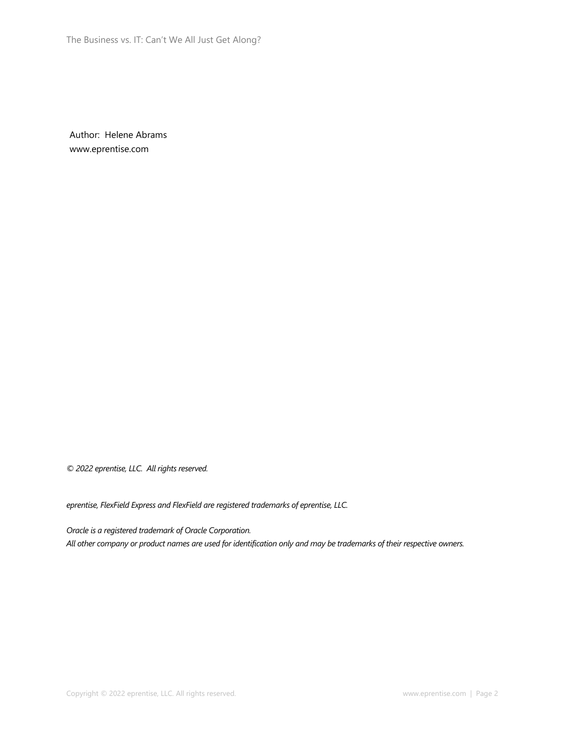Author: Helene Abrams
www.eprentise.com

*© 2022 eprentise, LLC. All rights reserved.*

*eprentise, FlexField Express and FlexField are registered trademarks of eprentise, LLC.*

*Oracle is a registered trademark of Oracle Corporation.*
*All other company or product names are used for identification only and may be trademarks of their respective owners.*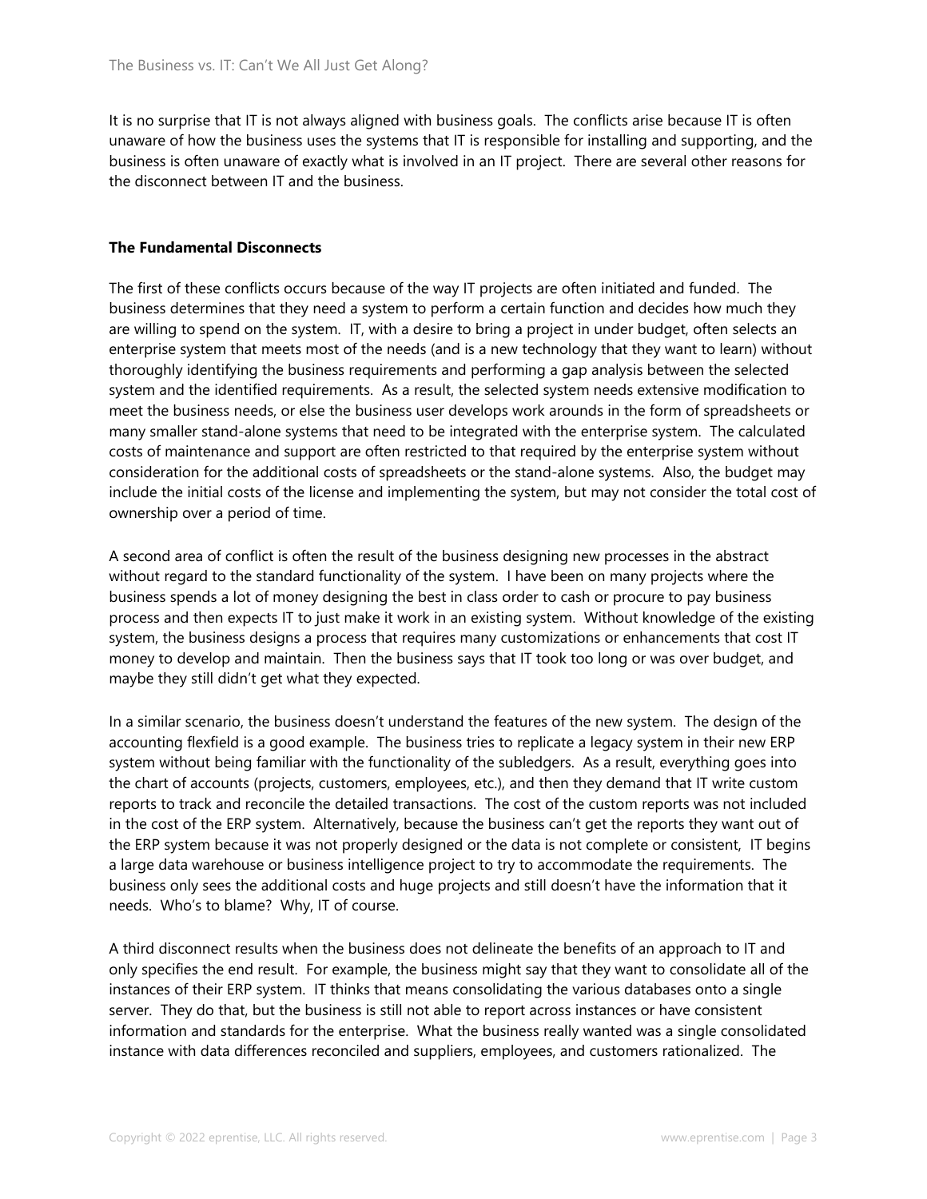It is no surprise that IT is not always aligned with business goals. The conflicts arise because IT is often unaware of how the business uses the systems that IT is responsible for installing and supporting, and the business is often unaware of exactly what is involved in an IT project. There are several other reasons for the disconnect between IT and the business.

**The Fundamental Disconnects**

The first of these conflicts occurs because of the way IT projects are often initiated and funded. The business determines that they need a system to perform a certain function and decides how much they are willing to spend on the system. IT, with a desire to bring a project in under budget, often selects an enterprise system that meets most of the needs (and is a new technology that they want to learn) without thoroughly identifying the business requirements and performing a gap analysis between the selected system and the identified requirements. As a result, the selected system needs extensive modification to meet the business needs, or else the business user develops work arounds in the form of spreadsheets or many smaller stand-alone systems that need to be integrated with the enterprise system. The calculated costs of maintenance and support are often restricted to that required by the enterprise system without consideration for the additional costs of spreadsheets or the stand-alone systems. Also, the budget may include the initial costs of the license and implementing the system, but may not consider the total cost of ownership over a period of time.

A second area of conflict is often the result of the business designing new processes in the abstract without regard to the standard functionality of the system. I have been on many projects where the business spends a lot of money designing the best in class order to cash or procure to pay business process and then expects IT to just make it work in an existing system. Without knowledge of the existing system, the business designs a process that requires many customizations or enhancements that cost IT money to develop and maintain. Then the business says that IT took too long or was over budget, and maybe they still didn't get what they expected.

In a similar scenario, the business doesn't understand the features of the new system. The design of the accounting flexfield is a good example. The business tries to replicate a legacy system in their new ERP system without being familiar with the functionality of the subledgers. As a result, everything goes into the chart of accounts (projects, customers, employees, etc.), and then they demand that IT write custom reports to track and reconcile the detailed transactions. The cost of the custom reports was not included in the cost of the ERP system. Alternatively, because the business can't get the reports they want out of the ERP system because it was not properly designed or the data is not complete or consistent, IT begins a large data warehouse or business intelligence project to try to accommodate the requirements. The business only sees the additional costs and huge projects and still doesn't have the information that it needs. Who's to blame? Why, IT of course.

A third disconnect results when the business does not delineate the benefits of an approach to IT and only specifies the end result. For example, the business might say that they want to consolidate all of the instances of their ERP system. IT thinks that means consolidating the various databases onto a single server. They do that, but the business is still not able to report across instances or have consistent information and standards for the enterprise. What the business really wanted was a single consolidated instance with data differences reconciled and suppliers, employees, and customers rationalized. The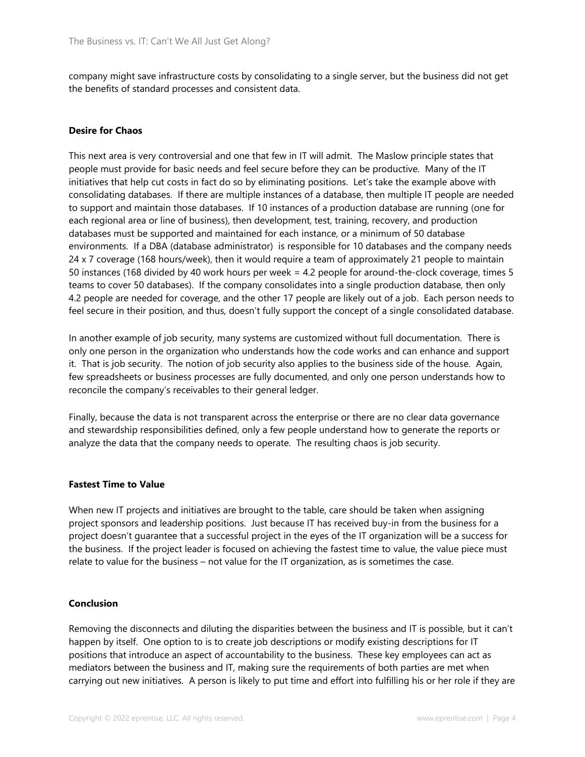company might save infrastructure costs by consolidating to a single server, but the business did not get the benefits of standard processes and consistent data.

**Desire for Chaos**

This next area is very controversial and one that few in IT will admit. The Maslow principle states that people must provide for basic needs and feel secure before they can be productive. Many of the IT initiatives that help cut costs in fact do so by eliminating positions. Let's take the example above with consolidating databases. If there are multiple instances of a database, then multiple IT people are needed to support and maintain those databases. If 10 instances of a production database are running (one for each regional area or line of business), then development, test, training, recovery, and production databases must be supported and maintained for each instance, or a minimum of 50 database environments. If a DBA (database administrator) is responsible for 10 databases and the company needs 24 x 7 coverage (168 hours/week), then it would require a team of approximately 21 people to maintain 50 instances (168 divided by 40 work hours per week = 4.2 people for around-the-clock coverage, times 5 teams to cover 50 databases). If the company consolidates into a single production database, then only 4.2 people are needed for coverage, and the other 17 people are likely out of a job. Each person needs to feel secure in their position, and thus, doesn't fully support the concept of a single consolidated database.

In another example of job security, many systems are customized without full documentation. There is only one person in the organization who understands how the code works and can enhance and support it. That is job security. The notion of job security also applies to the business side of the house. Again, few spreadsheets or business processes are fully documented, and only one person understands how to reconcile the company's receivables to their general ledger.

Finally, because the data is not transparent across the enterprise or there are no clear data governance and stewardship responsibilities defined, only a few people understand how to generate the reports or analyze the data that the company needs to operate. The resulting chaos is job security.

**Fastest Time to Value**

When new IT projects and initiatives are brought to the table, care should be taken when assigning project sponsors and leadership positions. Just because IT has received buy-in from the business for a project doesn't guarantee that a successful project in the eyes of the IT organization will be a success for the business. If the project leader is focused on achieving the fastest time to value, the value piece must relate to value for the business – not value for the IT organization, as is sometimes the case.

**Conclusion**

Removing the disconnects and diluting the disparities between the business and IT is possible, but it can't happen by itself. One option to is to create job descriptions or modify existing descriptions for IT positions that introduce an aspect of accountability to the business. These key employees can act as mediators between the business and IT, making sure the requirements of both parties are met when carrying out new initiatives. A person is likely to put time and effort into fulfilling his or her role if they are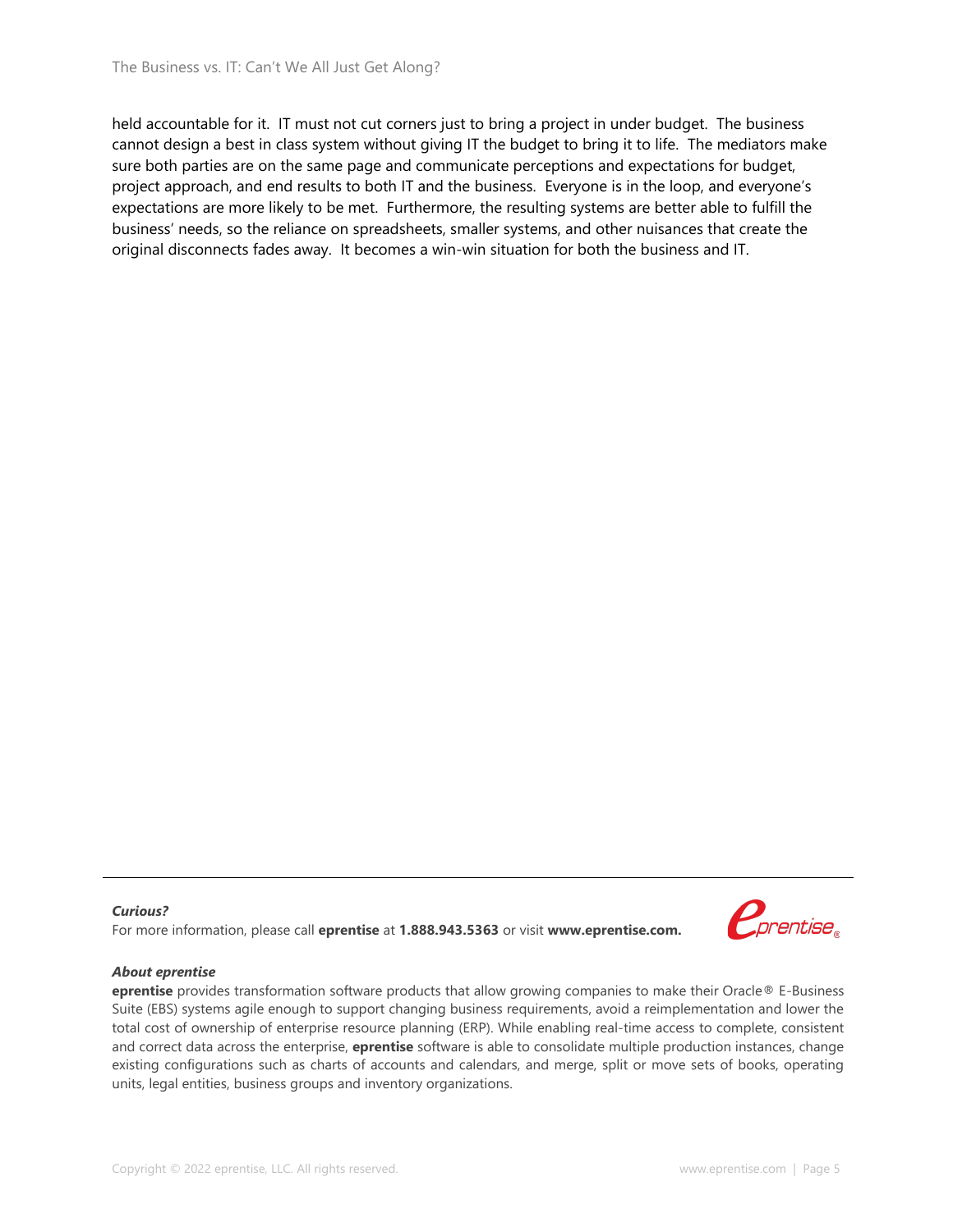held accountable for it. IT must not cut corners just to bring a project in under budget. The business cannot design a best in class system without giving IT the budget to bring it to life. The mediators make sure both parties are on the same page and communicate perceptions and expectations for budget, project approach, and end results to both IT and the business. Everyone is in the loop, and everyone's expectations are more likely to be met. Furthermore, the resulting systems are better able to fulfill the business' needs, so the reliance on spreadsheets, smaller systems, and other nuisances that create the original disconnects fades away. It becomes a win-win situation for both the business and IT.

---

***Curious?***
For more information, please call **eprentise** at **1.888.943.5363** or visit **www.eprentise.com.**

***About eprentise***
**eprentise** provides transformation software products that allow growing companies to make their Oracle® E-Business Suite (EBS) systems agile enough to support changing business requirements, avoid a reimplementation and lower the total cost of ownership of enterprise resource planning (ERP). While enabling real-time access to complete, consistent and correct data across the enterprise, **eprentise** software is able to consolidate multiple production instances, change existing configurations such as charts of accounts and calendars, and merge, split or move sets of books, operating units, legal entities, business groups and inventory organizations.

Copyright © 2022 eprentise, LLC. All rights reserved.